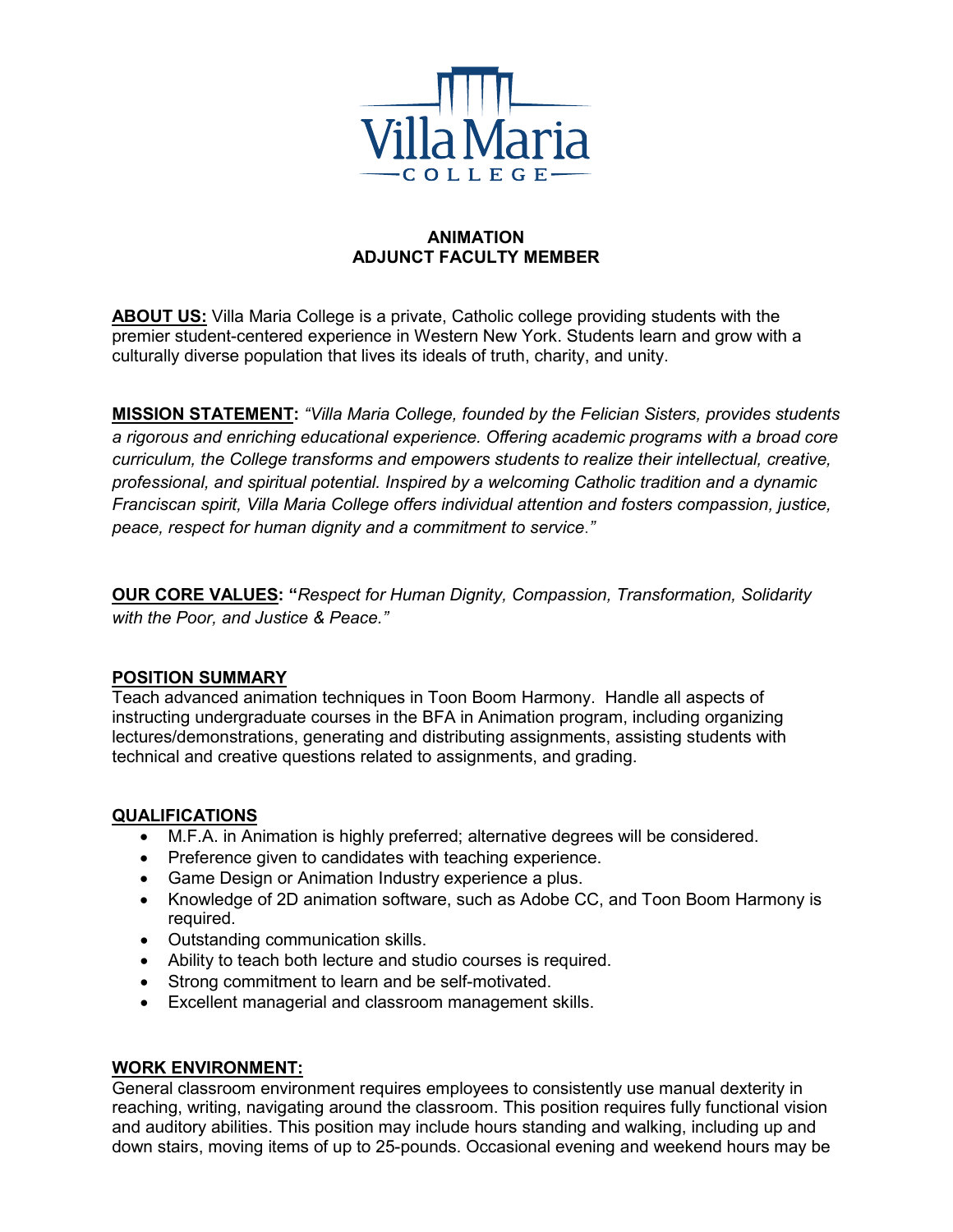# ANIMATION
# ADJUNCT FACULTY MEMBER

**ABOUT US:** Villa Maria College is a private, Catholic college providing students with the premier student-centered experience in Western New York. Students learn and grow with a culturally diverse population that lives its ideals of truth, charity, and unity.

**MISSION STATEMENT:** *"Villa Maria College, founded by the Felician Sisters, provides students a rigorous and enriching educational experience. Offering academic programs with a broad core curriculum, the College transforms and empowers students to realize their intellectual, creative, professional, and spiritual potential. Inspired by a welcoming Catholic tradition and a dynamic Franciscan spirit, Villa Maria College offers individual attention and fosters compassion, justice, peace, respect for human dignity and a commitment to service."*

**OUR CORE VALUES: "***Respect for Human Dignity, Compassion, Transformation, Solidarity with the Poor, and Justice & Peace."*

## POSITION SUMMARY

Teach advanced animation techniques in Toon Boom Harmony. Handle all aspects of instructing undergraduate courses in the BFA in Animation program, including organizing lectures/demonstrations, generating and distributing assignments, assisting students with technical and creative questions related to assignments, and grading.

## QUALIFICATIONS

- M.F.A. in Animation is highly preferred; alternative degrees will be considered.
- Preference given to candidates with teaching experience.
- Game Design or Animation Industry experience a plus.
- Knowledge of 2D animation software, such as Adobe CC, and Toon Boom Harmony is required.
- Outstanding communication skills.
- Ability to teach both lecture and studio courses is required.
- Strong commitment to learn and be self-motivated.
- Excellent managerial and classroom management skills.

## WORK ENVIRONMENT:

General classroom environment requires employees to consistently use manual dexterity in reaching, writing, navigating around the classroom. This position requires fully functional vision and auditory abilities. This position may include hours standing and walking, including up and down stairs, moving items of up to 25-pounds. Occasional evening and weekend hours may be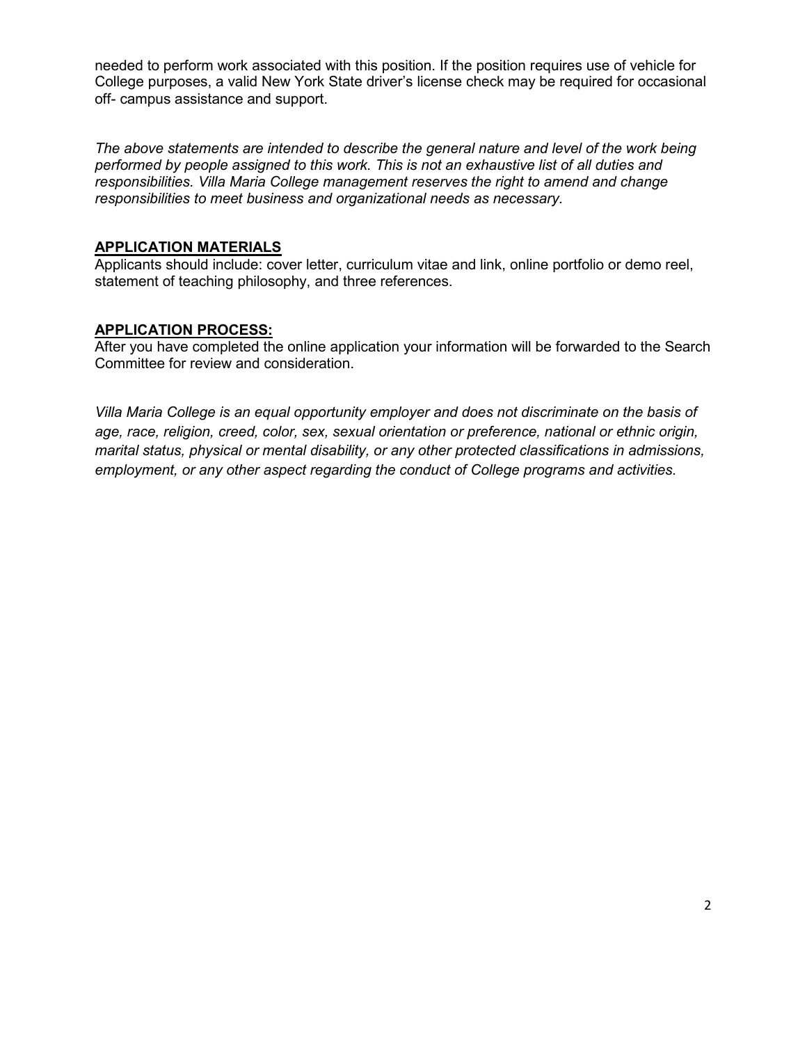needed to perform work associated with this position. If the position requires use of vehicle for College purposes, a valid New York State driver's license check may be required for occasional off- campus assistance and support.

*The above statements are intended to describe the general nature and level of the work being performed by people assigned to this work. This is not an exhaustive list of all duties and responsibilities. Villa Maria College management reserves the right to amend and change responsibilities to meet business and organizational needs as necessary.*

## APPLICATION MATERIALS

Applicants should include: cover letter, curriculum vitae and link, online portfolio or demo reel, statement of teaching philosophy, and three references.

## APPLICATION PROCESS:

After you have completed the online application your information will be forwarded to the Search Committee for review and consideration.

*Villa Maria College is an equal opportunity employer and does not discriminate on the basis of age, race, religion, creed, color, sex, sexual orientation or preference, national or ethnic origin, marital status, physical or mental disability, or any other protected classifications in admissions, employment, or any other aspect regarding the conduct of College programs and activities.*